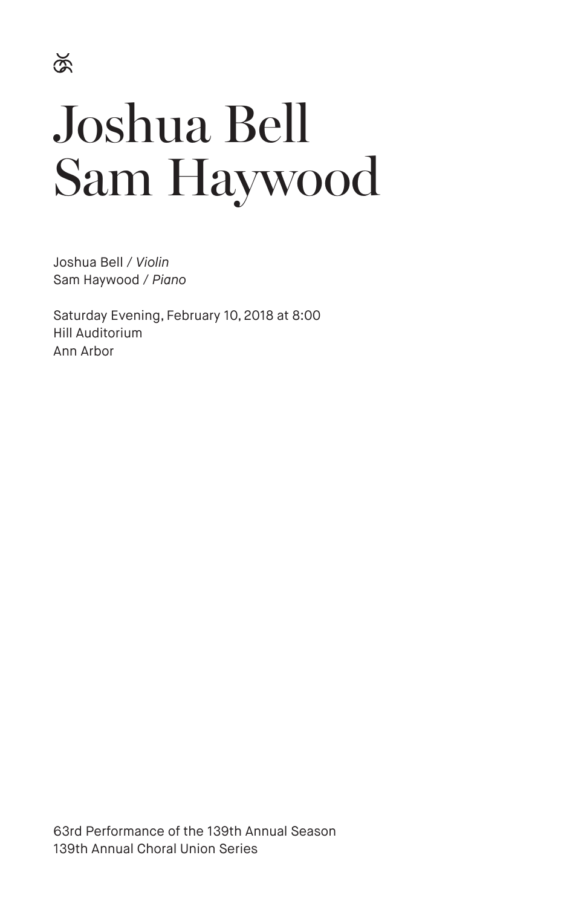# Joshua Bell
# Sam Haywood

Joshua Bell / *Violin*
Sam Haywood / *Piano*

Saturday Evening, February 10, 2018 at 8:00
Hill Auditorium
Ann Arbor

63rd Performance of the 139th Annual Season
139th Annual Choral Union Series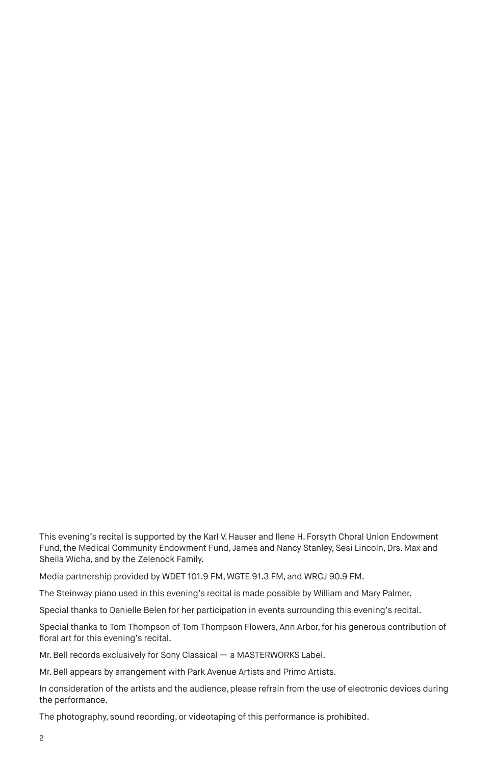This evening's recital is supported by the Karl V. Hauser and Ilene H. Forsyth Choral Union Endowment Fund, the Medical Community Endowment Fund, James and Nancy Stanley, Sesi Lincoln, Drs. Max and Sheila Wicha, and by the Zelenock Family.

Media partnership provided by WDET 101.9 FM, WGTE 91.3 FM, and WRCJ 90.9 FM.

The Steinway piano used in this evening's recital is made possible by William and Mary Palmer.

Special thanks to Danielle Belen for her participation in events surrounding this evening's recital.

Special thanks to Tom Thompson of Tom Thompson Flowers, Ann Arbor, for his generous contribution of floral art for this evening's recital.

Mr. Bell records exclusively for Sony Classical — a MASTERWORKS Label.

Mr. Bell appears by arrangement with Park Avenue Artists and Primo Artists.

In consideration of the artists and the audience, please refrain from the use of electronic devices during the performance.

The photography, sound recording, or videotaping of this performance is prohibited.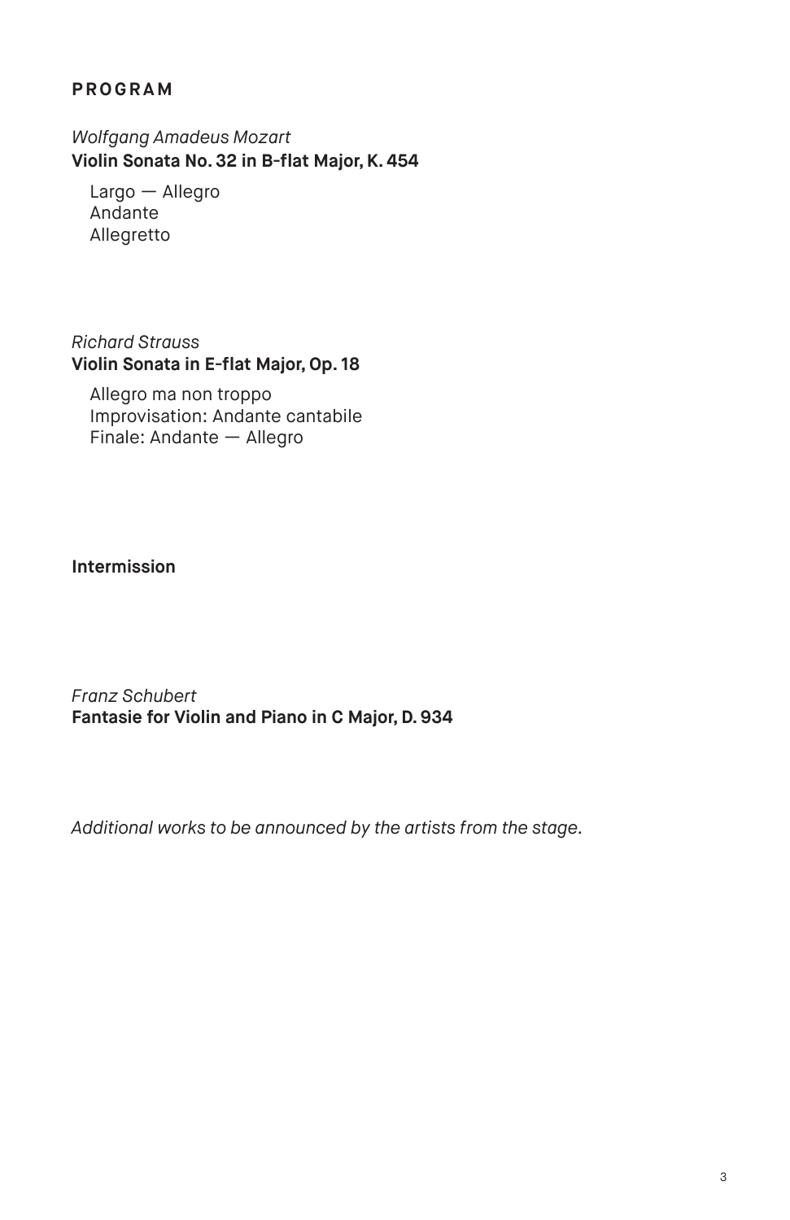## PROGRAM

*Wolfgang Amadeus Mozart*
**Violin Sonata No. 32 in B-flat Major, K. 454**

Largo — Allegro
Andante
Allegretto

*Richard Strauss*
**Violin Sonata in E-flat Major, Op. 18**

Allegro ma non troppo
Improvisation: Andante cantabile
Finale: Andante — Allegro

**Intermission**

*Franz Schubert*
**Fantasie for Violin and Piano in C Major, D. 934**

*Additional works to be announced by the artists from the stage.*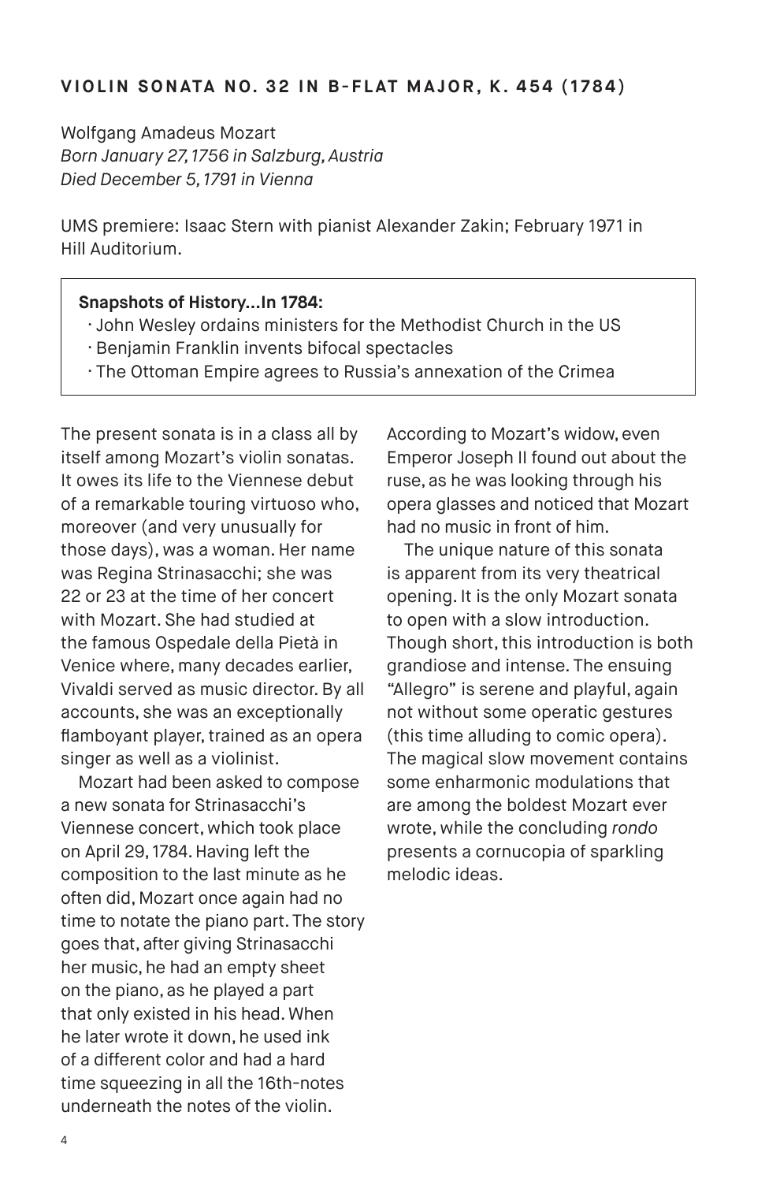## VIOLIN SONATA NO. 32 IN B-FLAT MAJOR, K. 454 (1784)

Wolfgang Amadeus Mozart
*Born January 27, 1756 in Salzburg, Austria*
*Died December 5, 1791 in Vienna*

UMS premiere: Isaac Stern with pianist Alexander Zakin; February 1971 in Hill Auditorium.

> **Snapshots of History…In 1784:**
> - John Wesley ordains ministers for the Methodist Church in the US
> - Benjamin Franklin invents bifocal spectacles
> - The Ottoman Empire agrees to Russia's annexation of the Crimea

The present sonata is in a class all by itself among Mozart's violin sonatas. It owes its life to the Viennese debut of a remarkable touring virtuoso who, moreover (and very unusually for those days), was a woman. Her name was Regina Strinasacchi; she was 22 or 23 at the time of her concert with Mozart. She had studied at the famous Ospedale della Pietà in Venice where, many decades earlier, Vivaldi served as music director. By all accounts, she was an exceptionally flamboyant player, trained as an opera singer as well as a violinist.

Mozart had been asked to compose a new sonata for Strinasacchi's Viennese concert, which took place on April 29, 1784. Having left the composition to the last minute as he often did, Mozart once again had no time to notate the piano part. The story goes that, after giving Strinasacchi her music, he had an empty sheet on the piano, as he played a part that only existed in his head. When he later wrote it down, he used ink of a different color and had a hard time squeezing in all the 16th-notes underneath the notes of the violin. According to Mozart's widow, even Emperor Joseph II found out about the ruse, as he was looking through his opera glasses and noticed that Mozart had no music in front of him.

The unique nature of this sonata is apparent from its very theatrical opening. It is the only Mozart sonata to open with a slow introduction. Though short, this introduction is both grandiose and intense. The ensuing "Allegro" is serene and playful, again not without some operatic gestures (this time alluding to comic opera). The magical slow movement contains some enharmonic modulations that are among the boldest Mozart ever wrote, while the concluding *rondo* presents a cornucopia of sparkling melodic ideas.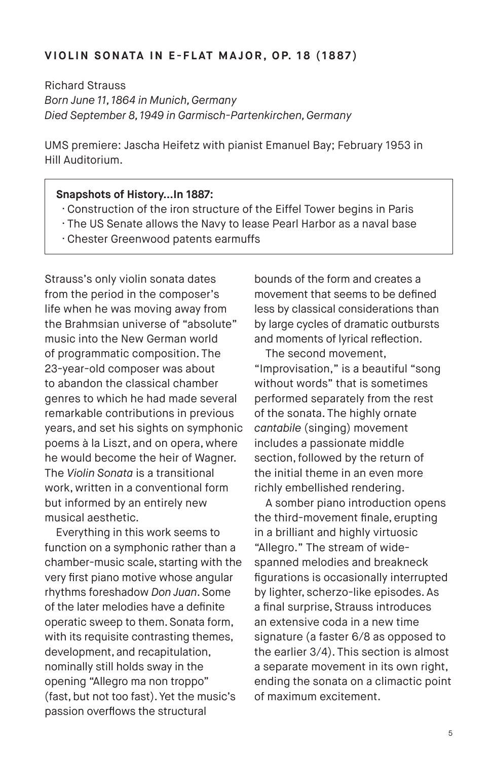## VIOLIN SONATA IN E-FLAT MAJOR, OP. 18 (1887)

Richard Strauss
*Born June 11, 1864 in Munich, Germany*
*Died September 8, 1949 in Garmisch-Partenkirchen, Germany*

UMS premiere: Jascha Heifetz with pianist Emanuel Bay; February 1953 in Hill Auditorium.

**Snapshots of History…In 1887:**

- Construction of the iron structure of the Eiffel Tower begins in Paris
- The US Senate allows the Navy to lease Pearl Harbor as a naval base
- Chester Greenwood patents earmuffs

Strauss's only violin sonata dates from the period in the composer's life when he was moving away from the Brahmsian universe of "absolute" music into the New German world of programmatic composition. The 23-year-old composer was about to abandon the classical chamber genres to which he had made several remarkable contributions in previous years, and set his sights on symphonic poems à la Liszt, and on opera, where he would become the heir of Wagner. The *Violin Sonata* is a transitional work, written in a conventional form but informed by an entirely new musical aesthetic.

Everything in this work seems to function on a symphonic rather than a chamber-music scale, starting with the very first piano motive whose angular rhythms foreshadow *Don Juan*. Some of the later melodies have a definite operatic sweep to them. Sonata form, with its requisite contrasting themes, development, and recapitulation, nominally still holds sway in the opening "Allegro ma non troppo" (fast, but not too fast). Yet the music's passion overflows the structural bounds of the form and creates a movement that seems to be defined less by classical considerations than by large cycles of dramatic outbursts and moments of lyrical reflection.

The second movement, "Improvisation," is a beautiful "song without words" that is sometimes performed separately from the rest of the sonata. The highly ornate *cantabile* (singing) movement includes a passionate middle section, followed by the return of the initial theme in an even more richly embellished rendering.

A somber piano introduction opens the third-movement finale, erupting in a brilliant and highly virtuosic "Allegro." The stream of wide-spanned melodies and breakneck figurations is occasionally interrupted by lighter, scherzo-like episodes. As a final surprise, Strauss introduces an extensive coda in a new time signature (a faster 6/8 as opposed to the earlier 3/4). This section is almost a separate movement in its own right, ending the sonata on a climactic point of maximum excitement.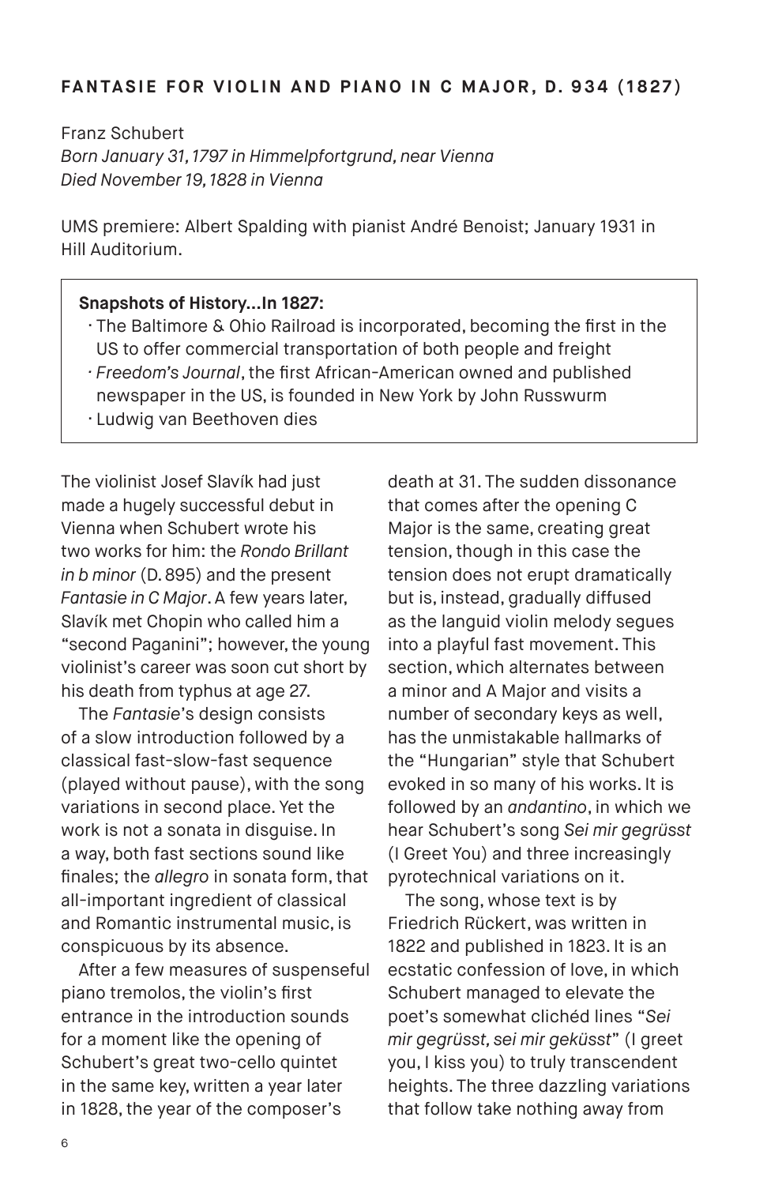### FANTASIE FOR VIOLIN AND PIANO IN C MAJOR, D. 934 (1827)

Franz Schubert
*Born January 31, 1797 in Himmelpfortgrund, near Vienna*
*Died November 19, 1828 in Vienna*

UMS premiere: Albert Spalding with pianist André Benoist; January 1931 in Hill Auditorium.

> **Snapshots of History…In 1827:**
> - The Baltimore & Ohio Railroad is incorporated, becoming the first in the US to offer commercial transportation of both people and freight
> - *Freedom's Journal*, the first African-American owned and published newspaper in the US, is founded in New York by John Russwurm
> - Ludwig van Beethoven dies

The violinist Josef Slavík had just made a hugely successful debut in Vienna when Schubert wrote his two works for him: the *Rondo Brillant in b minor* (D. 895) and the present *Fantasie in C Major*. A few years later, Slavík met Chopin who called him a "second Paganini"; however, the young violinist's career was soon cut short by his death from typhus at age 27.

The *Fantasie*'s design consists of a slow introduction followed by a classical fast-slow-fast sequence (played without pause), with the song variations in second place. Yet the work is not a sonata in disguise. In a way, both fast sections sound like finales; the *allegro* in sonata form, that all-important ingredient of classical and Romantic instrumental music, is conspicuous by its absence.

After a few measures of suspenseful piano tremolos, the violin's first entrance in the introduction sounds for a moment like the opening of Schubert's great two-cello quintet in the same key, written a year later in 1828, the year of the composer's death at 31. The sudden dissonance that comes after the opening C Major is the same, creating great tension, though in this case the tension does not erupt dramatically but is, instead, gradually diffused as the languid violin melody segues into a playful fast movement. This section, which alternates between a minor and A Major and visits a number of secondary keys as well, has the unmistakable hallmarks of the "Hungarian" style that Schubert evoked in so many of his works. It is followed by an *andantino*, in which we hear Schubert's song *Sei mir gegrüsst* (I Greet You) and three increasingly pyrotechnical variations on it.

The song, whose text is by Friedrich Rückert, was written in 1822 and published in 1823. It is an ecstatic confession of love, in which Schubert managed to elevate the poet's somewhat clichéd lines "*Sei mir gegrüsst, sei mir geküsst*" (I greet you, I kiss you) to truly transcendent heights. The three dazzling variations that follow take nothing away from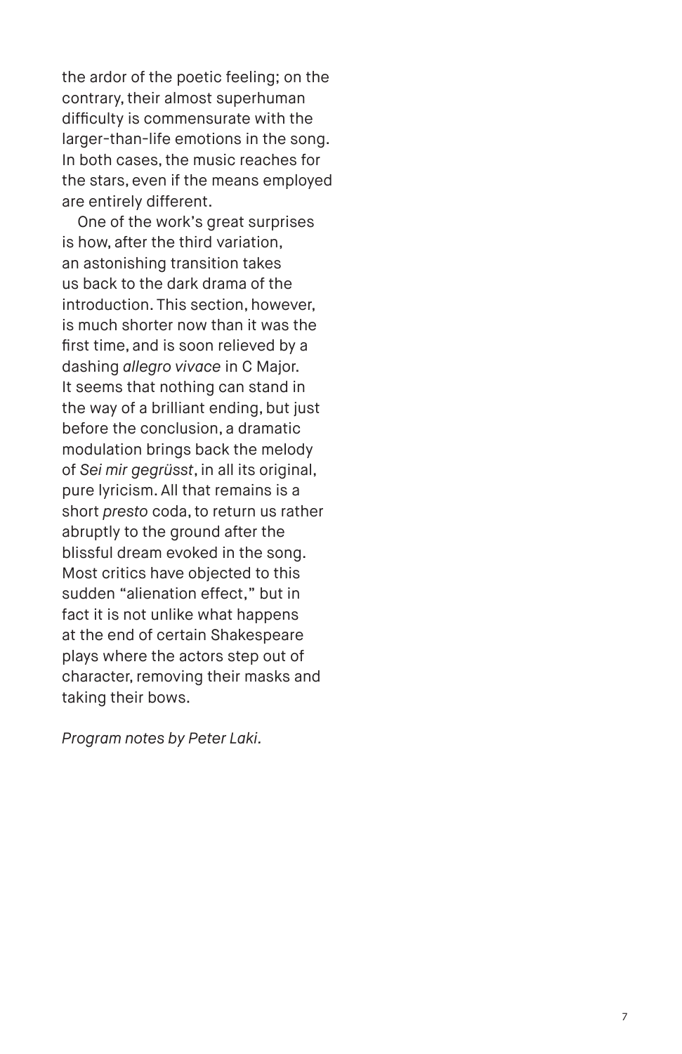the ardor of the poetic feeling; on the contrary, their almost superhuman difficulty is commensurate with the larger-than-life emotions in the song. In both cases, the music reaches for the stars, even if the means employed are entirely different.

One of the work's great surprises is how, after the third variation, an astonishing transition takes us back to the dark drama of the introduction. This section, however, is much shorter now than it was the first time, and is soon relieved by a dashing *allegro vivace* in C Major. It seems that nothing can stand in the way of a brilliant ending, but just before the conclusion, a dramatic modulation brings back the melody of *Sei mir gegrüsst*, in all its original, pure lyricism. All that remains is a short *presto* coda, to return us rather abruptly to the ground after the blissful dream evoked in the song. Most critics have objected to this sudden "alienation effect," but in fact it is not unlike what happens at the end of certain Shakespeare plays where the actors step out of character, removing their masks and taking their bows.

*Program notes by Peter Laki.*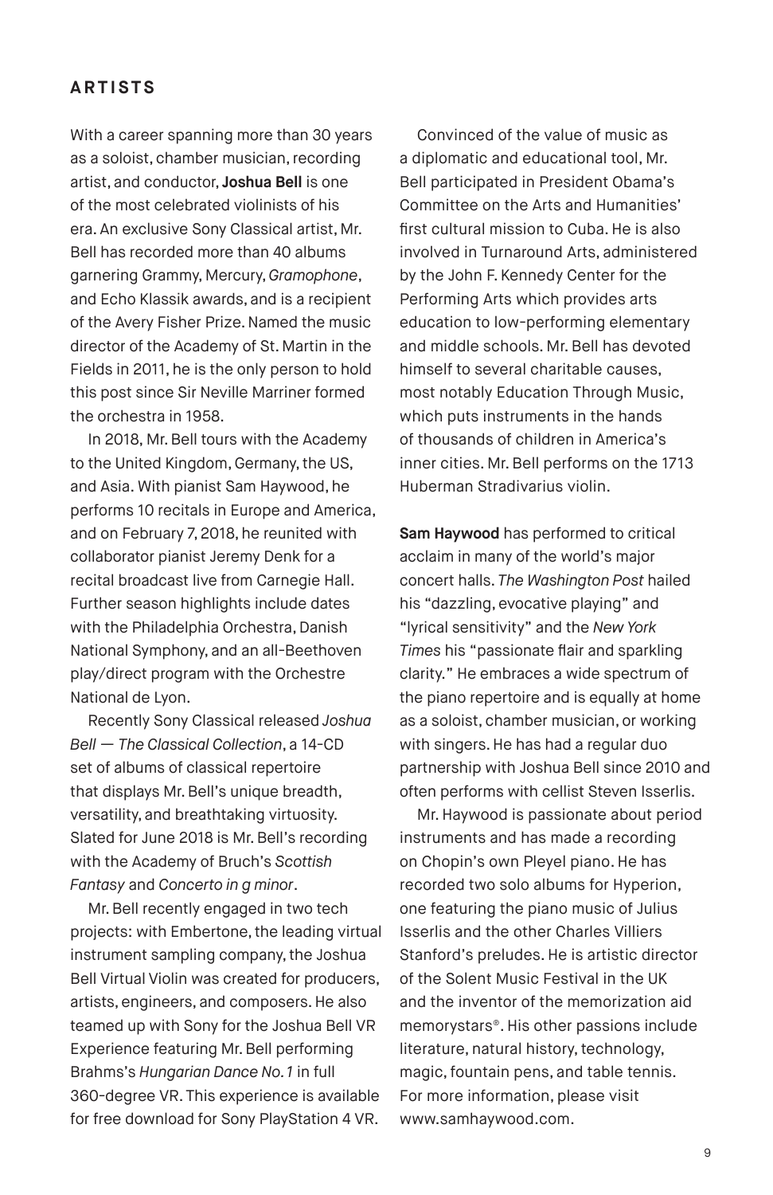## ARTISTS

With a career spanning more than 30 years as a soloist, chamber musician, recording artist, and conductor, **Joshua Bell** is one of the most celebrated violinists of his era. An exclusive Sony Classical artist, Mr. Bell has recorded more than 40 albums garnering Grammy, Mercury, *Gramophone*, and Echo Klassik awards, and is a recipient of the Avery Fisher Prize. Named the music director of the Academy of St. Martin in the Fields in 2011, he is the only person to hold this post since Sir Neville Marriner formed the orchestra in 1958.

In 2018, Mr. Bell tours with the Academy to the United Kingdom, Germany, the US, and Asia. With pianist Sam Haywood, he performs 10 recitals in Europe and America, and on February 7, 2018, he reunited with collaborator pianist Jeremy Denk for a recital broadcast live from Carnegie Hall. Further season highlights include dates with the Philadelphia Orchestra, Danish National Symphony, and an all-Beethoven play/direct program with the Orchestre National de Lyon.

Recently Sony Classical released *Joshua Bell — The Classical Collection*, a 14-CD set of albums of classical repertoire that displays Mr. Bell's unique breadth, versatility, and breathtaking virtuosity. Slated for June 2018 is Mr. Bell's recording with the Academy of Bruch's *Scottish Fantasy* and *Concerto in g minor*.

Mr. Bell recently engaged in two tech projects: with Embertone, the leading virtual instrument sampling company, the Joshua Bell Virtual Violin was created for producers, artists, engineers, and composers. He also teamed up with Sony for the Joshua Bell VR Experience featuring Mr. Bell performing Brahms's *Hungarian Dance No. 1* in full 360-degree VR. This experience is available for free download for Sony PlayStation 4 VR.

Convinced of the value of music as a diplomatic and educational tool, Mr. Bell participated in President Obama's Committee on the Arts and Humanities' first cultural mission to Cuba. He is also involved in Turnaround Arts, administered by the John F. Kennedy Center for the Performing Arts which provides arts education to low-performing elementary and middle schools. Mr. Bell has devoted himself to several charitable causes, most notably Education Through Music, which puts instruments in the hands of thousands of children in America's inner cities. Mr. Bell performs on the 1713 Huberman Stradivarius violin.

**Sam Haywood** has performed to critical acclaim in many of the world's major concert halls. *The Washington Post* hailed his "dazzling, evocative playing" and "lyrical sensitivity" and the *New York Times* his "passionate flair and sparkling clarity." He embraces a wide spectrum of the piano repertoire and is equally at home as a soloist, chamber musician, or working with singers. He has had a regular duo partnership with Joshua Bell since 2010 and often performs with cellist Steven Isserlis.

Mr. Haywood is passionate about period instruments and has made a recording on Chopin's own Pleyel piano. He has recorded two solo albums for Hyperion, one featuring the piano music of Julius Isserlis and the other Charles Villiers Stanford's preludes. He is artistic director of the Solent Music Festival in the UK and the inventor of the memorization aid memorystars®. His other passions include literature, natural history, technology, magic, fountain pens, and table tennis. For more information, please visit www.samhaywood.com.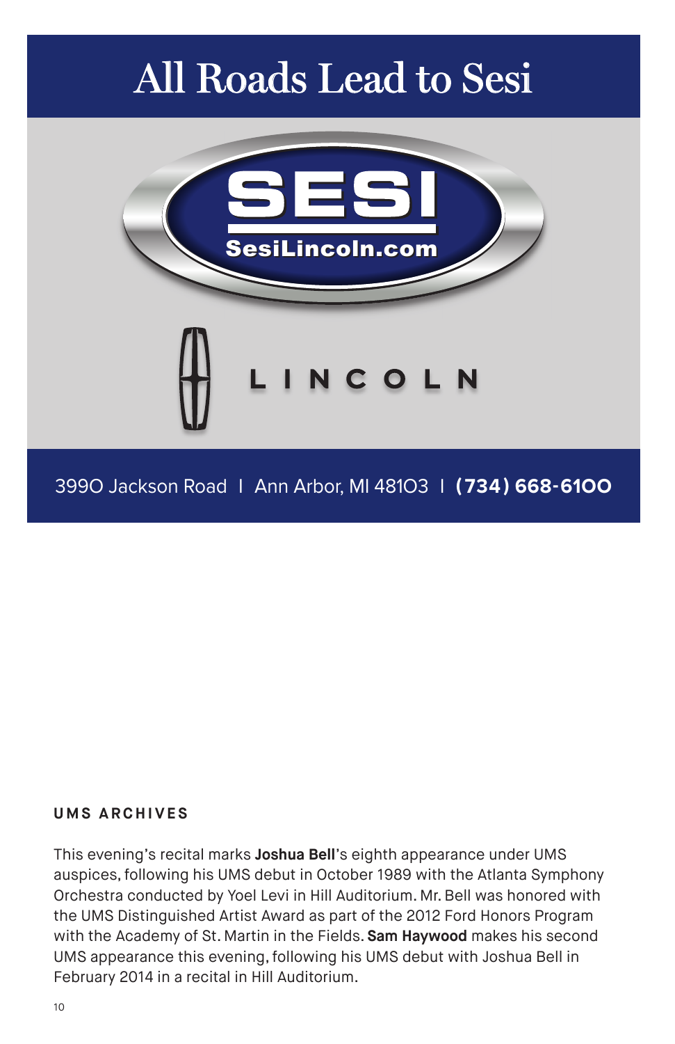# All Roads Lead to Sesi

SESI

SesiLincoln.com

LINCOLN

3990 Jackson Road | Ann Arbor, MI 48103 | **(734) 668-6100**

### UMS ARCHIVES

This evening's recital marks **Joshua Bell**'s eighth appearance under UMS auspices, following his UMS debut in October 1989 with the Atlanta Symphony Orchestra conducted by Yoel Levi in Hill Auditorium. Mr. Bell was honored with the UMS Distinguished Artist Award as part of the 2012 Ford Honors Program with the Academy of St. Martin in the Fields. **Sam Haywood** makes his second UMS appearance this evening, following his UMS debut with Joshua Bell in February 2014 in a recital in Hill Auditorium.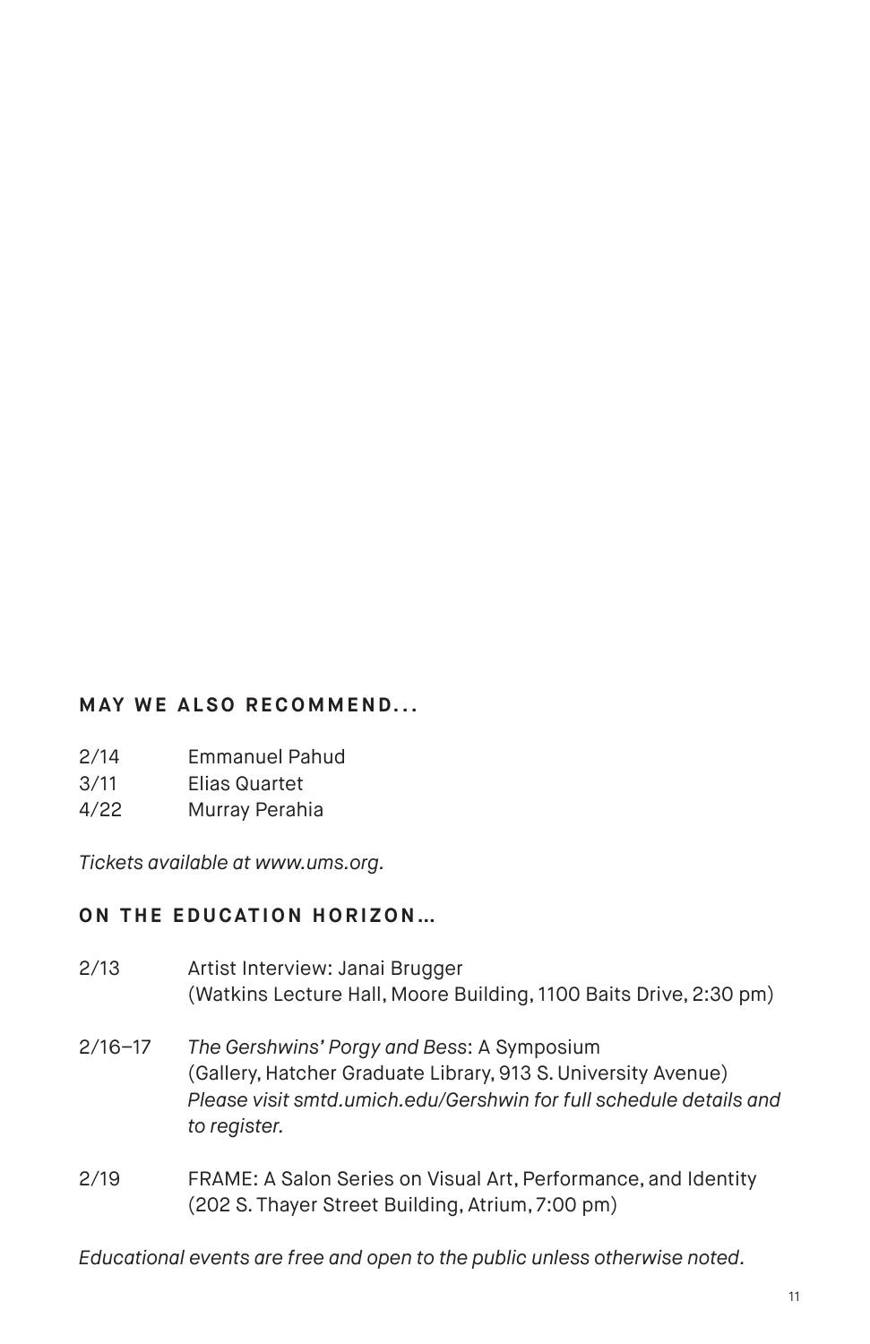## MAY WE ALSO RECOMMEND...

| | |
|---|---|
| 2/14 | Emmanuel Pahud |
| 3/11 | Elias Quartet |
| 4/22 | Murray Perahia |

*Tickets available at www.ums.org.*

## ON THE EDUCATION HORIZON...

2/13 Artist Interview: Janai Brugger
(Watkins Lecture Hall, Moore Building, 1100 Baits Drive, 2:30 pm)

2/16–17 *The Gershwins' Porgy and Bess*: A Symposium
(Gallery, Hatcher Graduate Library, 913 S. University Avenue)
*Please visit smtd.umich.edu/Gershwin for full schedule details and to register.*

2/19 FRAME: A Salon Series on Visual Art, Performance, and Identity
(202 S. Thayer Street Building, Atrium, 7:00 pm)

*Educational events are free and open to the public unless otherwise noted.*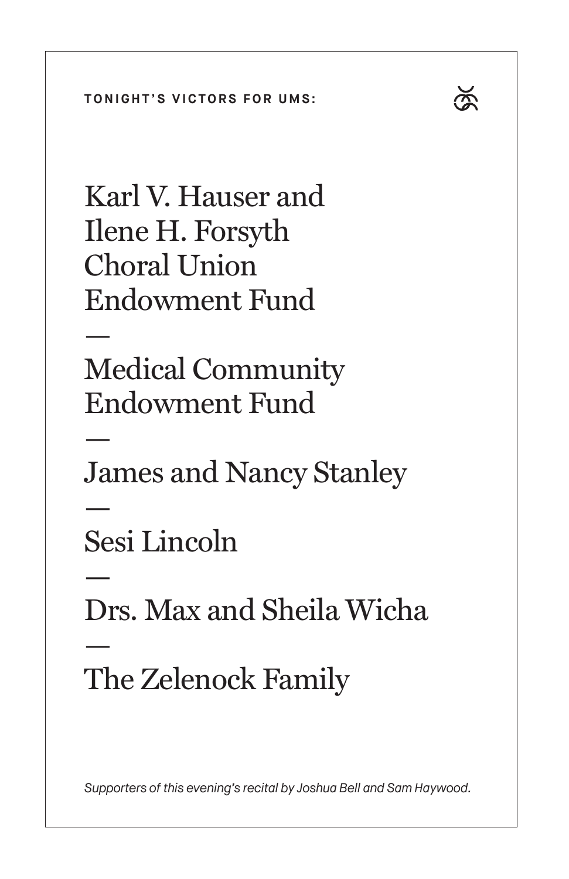**TONIGHT'S VICTORS FOR UMS:**

Karl V. Hauser and
Ilene H. Forsyth
Choral Union
Endowment Fund

—

Medical Community
Endowment Fund

—

James and Nancy Stanley

—

Sesi Lincoln

—

Drs. Max and Sheila Wicha

—

The Zelenock Family

*Supporters of this evening's recital by Joshua Bell and Sam Haywood.*